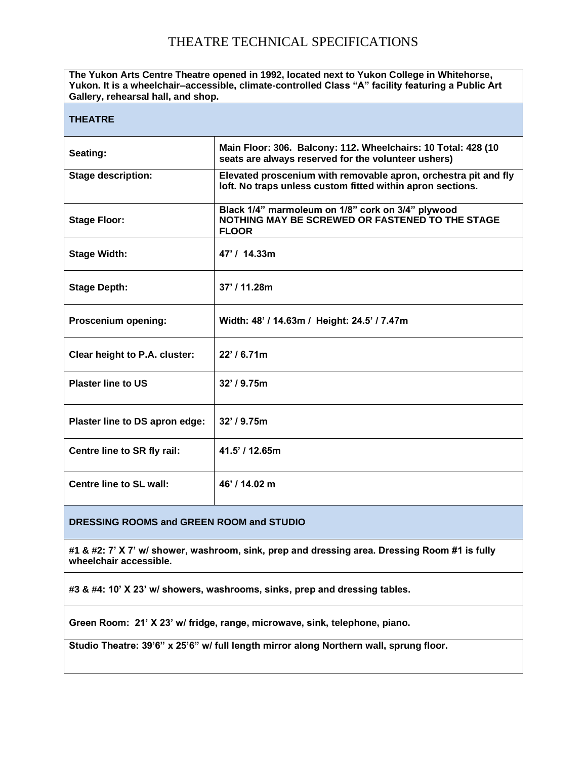# THEATRE TECHNICAL SPECIFICATIONS

**The Yukon Arts Centre Theatre opened in 1992, located next to Yukon College in Whitehorse, Yukon. It is a wheelchair–accessible, climate-controlled Class "A" facility featuring a Public Art Gallery, rehearsal hall, and shop.**

## THEATRE

| | |
|---|---|
| **Seating:** | **Main Floor: 306. Balcony: 112. Wheelchairs: 10 Total: 428 (10 seats are always reserved for the volunteer ushers)** |
| **Stage description:** | **Elevated proscenium with removable apron, orchestra pit and fly loft. No traps unless custom fitted within apron sections.** |
| **Stage Floor:** | **Black 1/4" marmoleum on 1/8" cork on 3/4" plywood NOTHING MAY BE SCREWED OR FASTENED TO THE STAGE FLOOR** |
| **Stage Width:** | **47' / 14.33m** |
| **Stage Depth:** | **37' / 11.28m** |
| **Proscenium opening:** | **Width: 48' / 14.63m / Height: 24.5' / 7.47m** |
| **Clear height to P.A. cluster:** | **22' / 6.71m** |
| **Plaster line to US** | **32' / 9.75m** |
| **Plaster line to DS apron edge:** | **32' / 9.75m** |
| **Centre line to SR fly rail:** | **41.5' / 12.65m** |
| **Centre line to SL wall:** | **46' / 14.02 m** |

## DRESSING ROOMS and GREEN ROOM and STUDIO

**#1 & #2: 7' X 7' w/ shower, washroom, sink, prep and dressing area. Dressing Room #1 is fully wheelchair accessible.**

**#3 & #4: 10' X 23' w/ showers, washrooms, sinks, prep and dressing tables.**

**Green Room: 21' X 23' w/ fridge, range, microwave, sink, telephone, piano.**

**Studio Theatre: 39'6" x 25'6" w/ full length mirror along Northern wall, sprung floor.**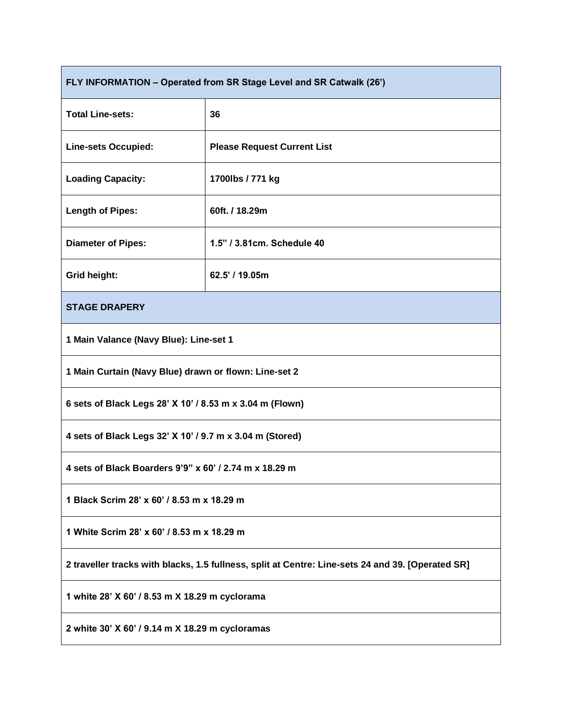| FLY INFORMATION – Operated from SR Stage Level and SR Catwalk (26’) | |
|---|---|
| **Total Line-sets:** | **36** |
| **Line-sets Occupied:** | **Please Request Current List** |
| **Loading Capacity:** | **1700lbs / 771 kg** |
| **Length of Pipes:** | **60ft. / 18.29m** |
| **Diameter of Pipes:** | **1.5” / 3.81cm. Schedule 40** |
| **Grid height:** | **62.5’ / 19.05m** |

| STAGE DRAPERY |
|---|
| **1 Main Valance (Navy Blue): Line-set 1** |
| **1 Main Curtain (Navy Blue) drawn or flown: Line-set 2** |
| **6 sets of Black Legs 28’ X 10’ / 8.53 m x 3.04 m (Flown)** |
| **4 sets of Black Legs 32’ X 10’ / 9.7 m x 3.04 m (Stored)** |
| **4 sets of Black Boarders 9’9” x 60’ / 2.74 m x 18.29 m** |
| **1 Black Scrim 28’ x 60’ / 8.53 m x 18.29 m** |
| **1 White Scrim 28’ x 60’ / 8.53 m x 18.29 m** |
| **2 traveller tracks with blacks, 1.5 fullness, split at Centre: Line-sets 24 and 39. [Operated SR]** |
| **1 white 28’ X 60’ / 8.53 m X 18.29 m cyclorama** |
| **2 white 30’ X 60’ / 9.14 m X 18.29 m cycloramas** |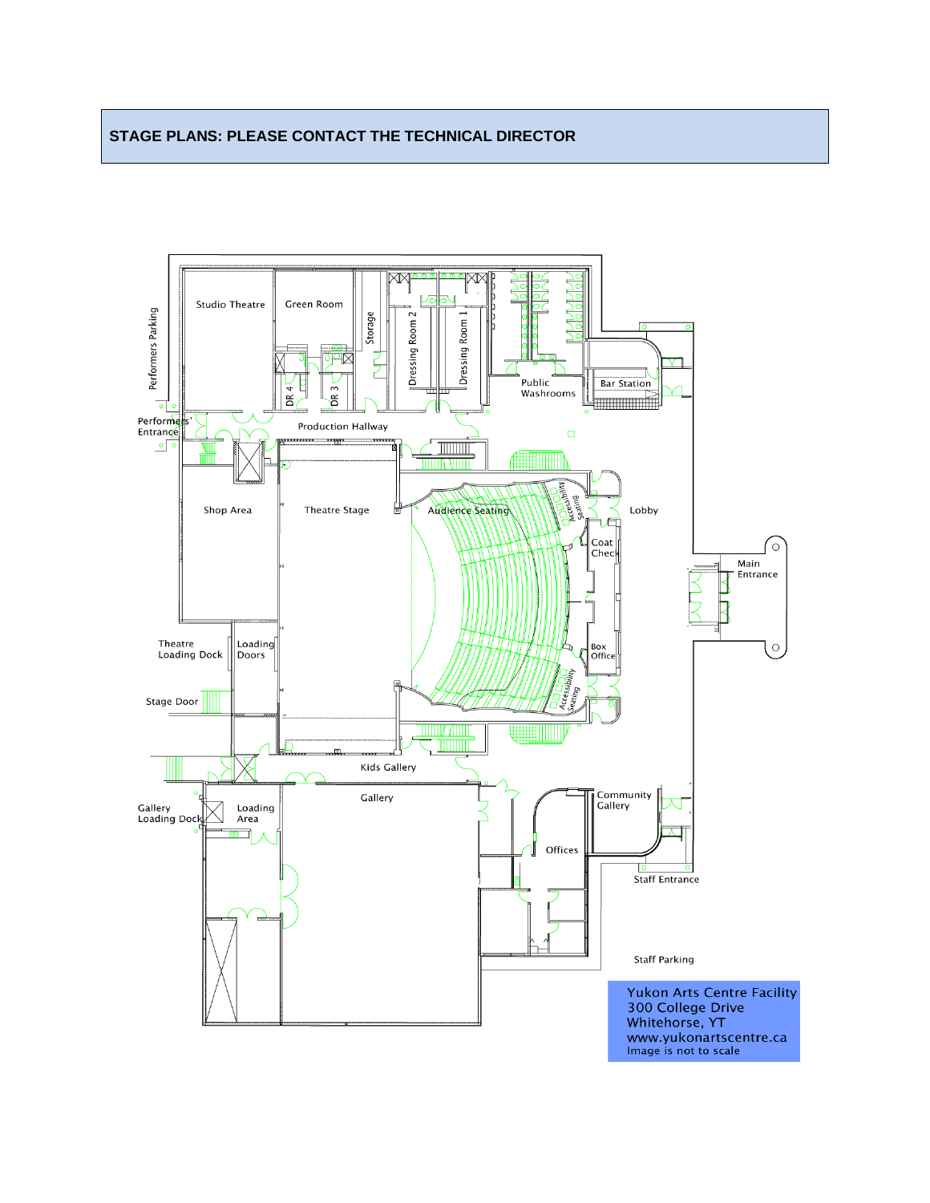## STAGE PLANS: PLEASE CONTACT THE TECHNICAL DIRECTOR

Studio Theatre

Green Room

Storage

Dressing Room 2

Dressing Room 1

Public Washrooms

Bar Station

Performers Parking

Performers' Entrance

DR 4

DR 3

Production Hallway

Shop Area

Theatre Stage

Audience Seating

Accessibility Seating

Lobby

Coat Check

Main Entrance

Box Office

Accessibility Seating

Theatre Loading Dock

Loading Doors

Stage Door

Kids Gallery

Gallery

Community Gallery

Gallery Loading Dock

Loading Area

Offices

Staff Entrance

Staff Parking

Yukon Arts Centre Facility
300 College Drive
Whitehorse, YT
www.yukonartscentre.ca
Image is not to scale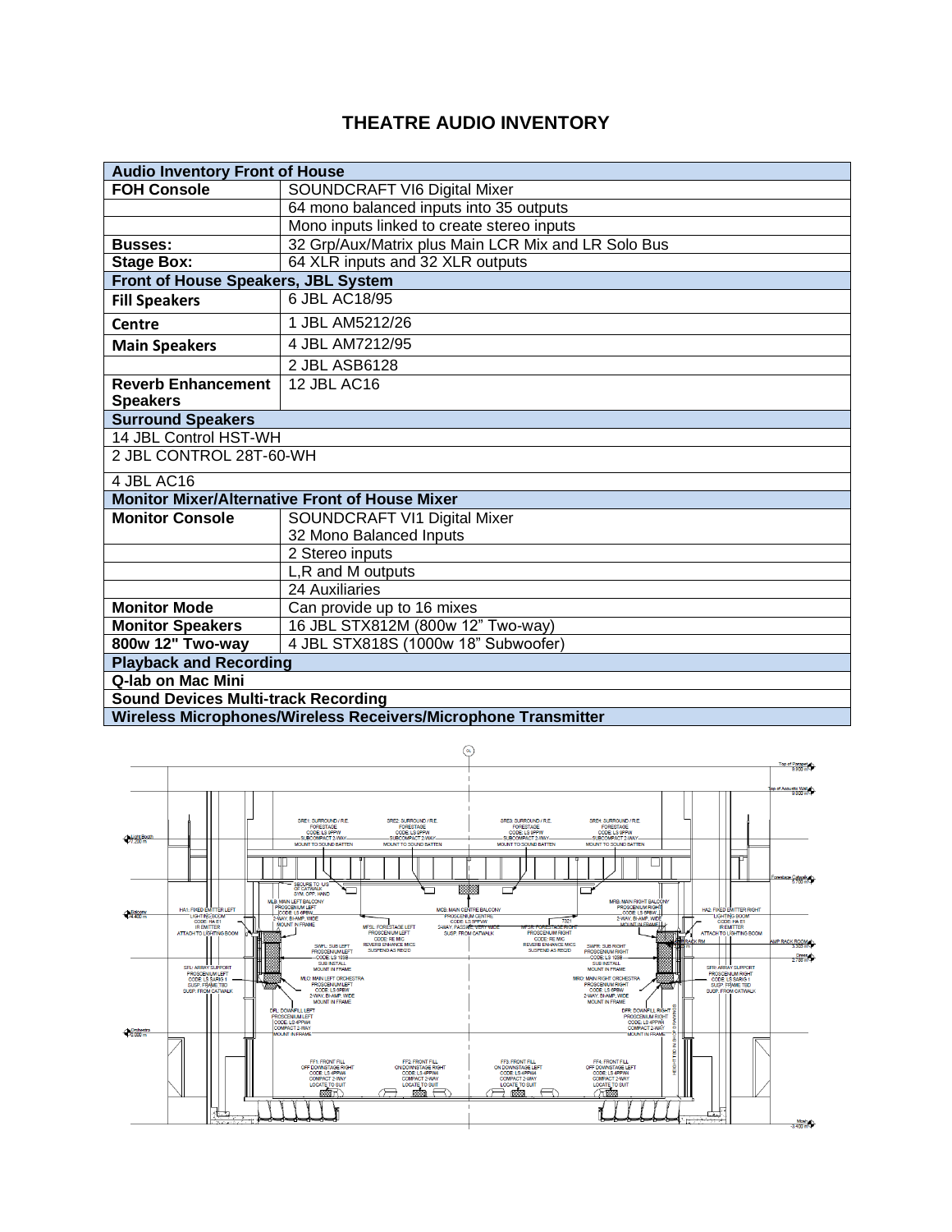# THEATRE AUDIO INVENTORY

| **Audio Inventory Front of House** | |
|---|---|
| **FOH Console** | SOUNDCRAFT VI6 Digital Mixer |
| | 64 mono balanced inputs into 35 outputs |
| | Mono inputs linked to create stereo inputs |
| **Busses:** | 32 Grp/Aux/Matrix plus Main LCR Mix and LR Solo Bus |
| **Stage Box:** | 64 XLR inputs and 32 XLR outputs |
| **Front of House Speakers, JBL System** | |
| **Fill Speakers** | 6 JBL AC18/95 |
| **Centre** | 1 JBL AM5212/26 |
| **Main Speakers** | 4 JBL AM7212/95 |
| | 2 JBL ASB6128 |
| **Reverb Enhancement Speakers** | 12 JBL AC16 |
| **Surround Speakers** | |
| 14 JBL Control HST-WH | |
| 2 JBL CONTROL 28T-60-WH | |
| 4 JBL AC16 | |
| **Monitor Mixer/Alternative Front of House Mixer** | |
| **Monitor Console** | SOUNDCRAFT VI1 Digital Mixer |
| | 32 Mono Balanced Inputs |
| | 2 Stereo inputs |
| | L,R and M outputs |
| | 24 Auxiliaries |
| **Monitor Mode** | Can provide up to 16 mixes |
| **Monitor Speakers** | 16 JBL STX812M (800w 12" Two-way) |
| **800w 12" Two-way** | 4 JBL STX818S (1000w 18" Subwoofer) |
| **Playback and Recording** | |
| **Q-lab on Mac Mini** | |
| **Sound Devices Multi-track Recording** | |
| **Wireless Microphones/Wireless Receivers/Microphone Transmitter** | |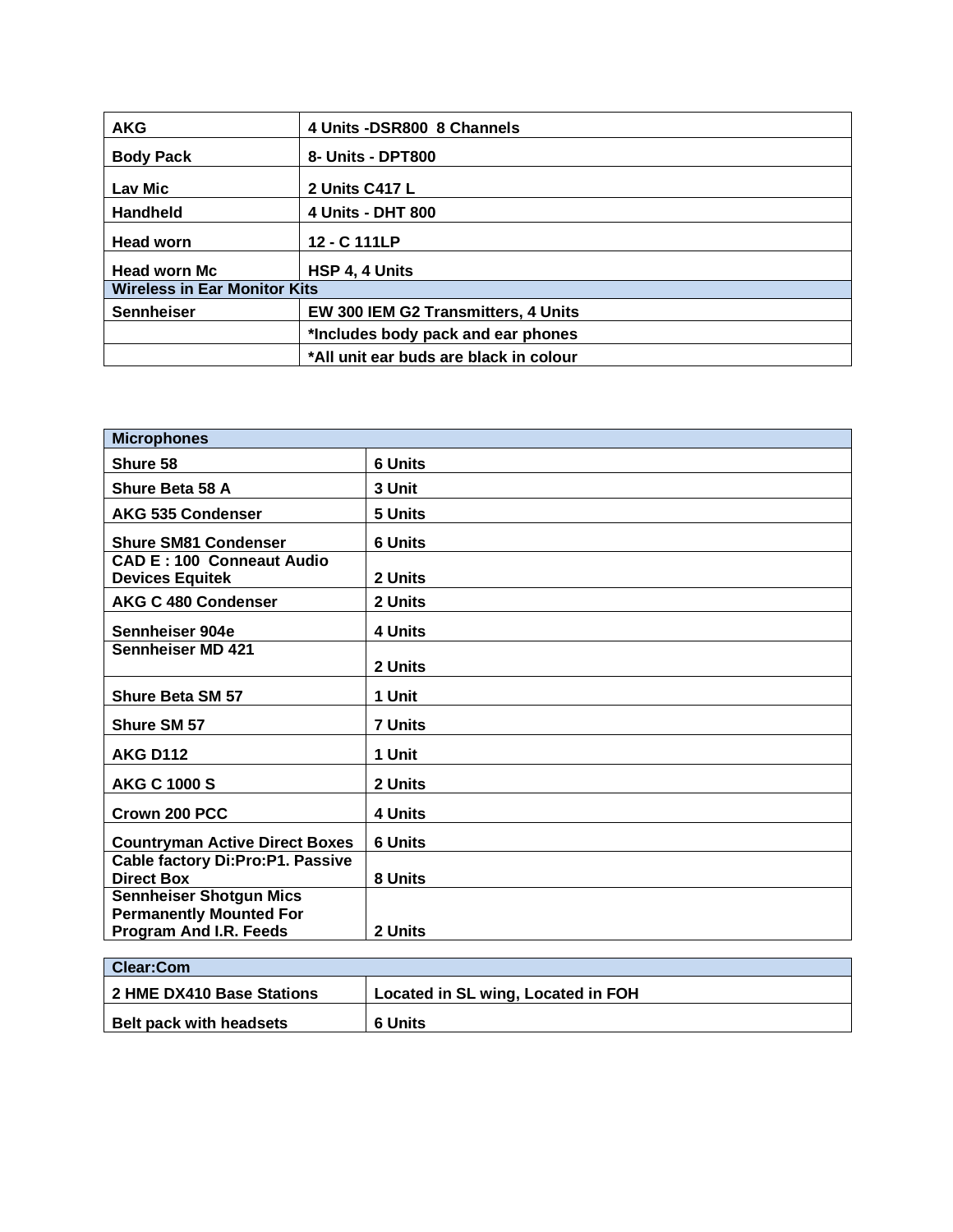| AKG | 4 Units -DSR800 8 Channels |
|---|---|
| Body Pack | 8- Units - DPT800 |
| Lav Mic | 2 Units C417 L |
| Handheld | 4 Units - DHT 800 |
| Head worn | 12 - C 111LP |
| Head worn Mc | HSP 4, 4 Units |
| **Wireless in Ear Monitor Kits** | |
| Sennheiser | EW 300 IEM G2 Transmitters, 4 Units |
| | *Includes body pack and ear phones |
| | *All unit ear buds are black in colour |

| Microphones | |
|---|---|
| Shure 58 | 6 Units |
| Shure Beta 58 A | 3 Unit |
| AKG 535 Condenser | 5 Units |
| Shure SM81 Condenser | 6 Units |
| CAD E : 100 Conneaut Audio Devices Equitek | 2 Units |
| AKG C 480 Condenser | 2 Units |
| Sennheiser 904e | 4 Units |
| Sennheiser MD 421 | 2 Units |
| Shure Beta SM 57 | 1 Unit |
| Shure SM 57 | 7 Units |
| AKG D112 | 1 Unit |
| AKG C 1000 S | 2 Units |
| Crown 200 PCC | 4 Units |
| Countryman Active Direct Boxes | 6 Units |
| Cable factory Di:Pro:P1. Passive Direct Box | 8 Units |
| Sennheiser Shotgun Mics Permanently Mounted For Program And I.R. Feeds | 2 Units |

| Clear:Com | |
|---|---|
| 2 HME DX410 Base Stations | Located in SL wing, Located in FOH |
| Belt pack with headsets | 6 Units |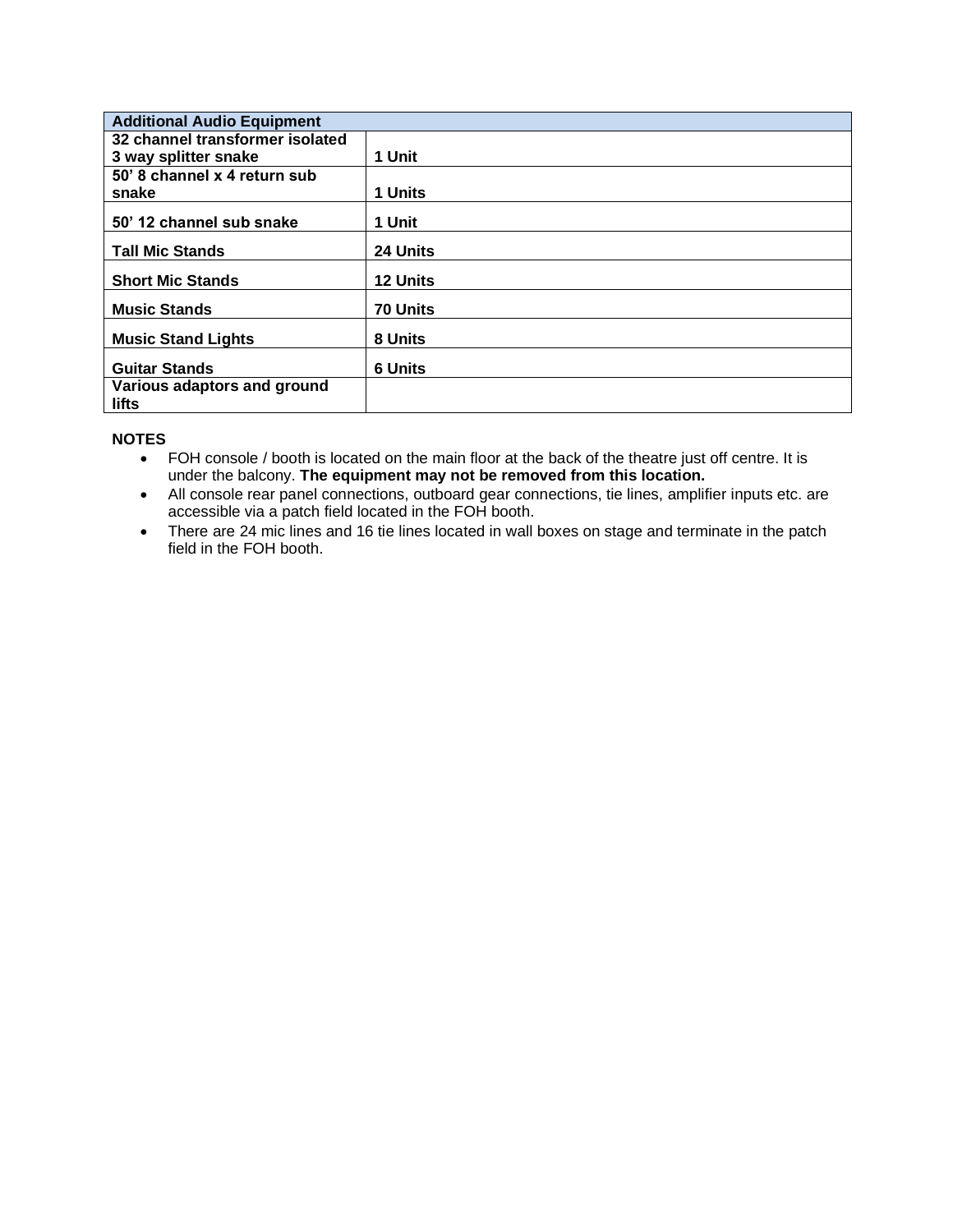| Additional Audio Equipment | |
|---|---|
| **32 channel transformer isolated 3 way splitter snake** | **1 Unit** |
| **50’ 8 channel x 4 return sub snake** | **1 Units** |
| **50’ 12 channel sub snake** | **1 Unit** |
| **Tall Mic Stands** | **24 Units** |
| **Short Mic Stands** | **12 Units** |
| **Music Stands** | **70 Units** |
| **Music Stand Lights** | **8 Units** |
| **Guitar Stands** | **6 Units** |
| **Various adaptors and ground lifts** | |

**NOTES**

- FOH console / booth is located on the main floor at the back of the theatre just off centre. It is under the balcony. **The equipment may not be removed from this location.**
- All console rear panel connections, outboard gear connections, tie lines, amplifier inputs etc. are accessible via a patch field located in the FOH booth.
- There are 24 mic lines and 16 tie lines located in wall boxes on stage and terminate in the patch field in the FOH booth.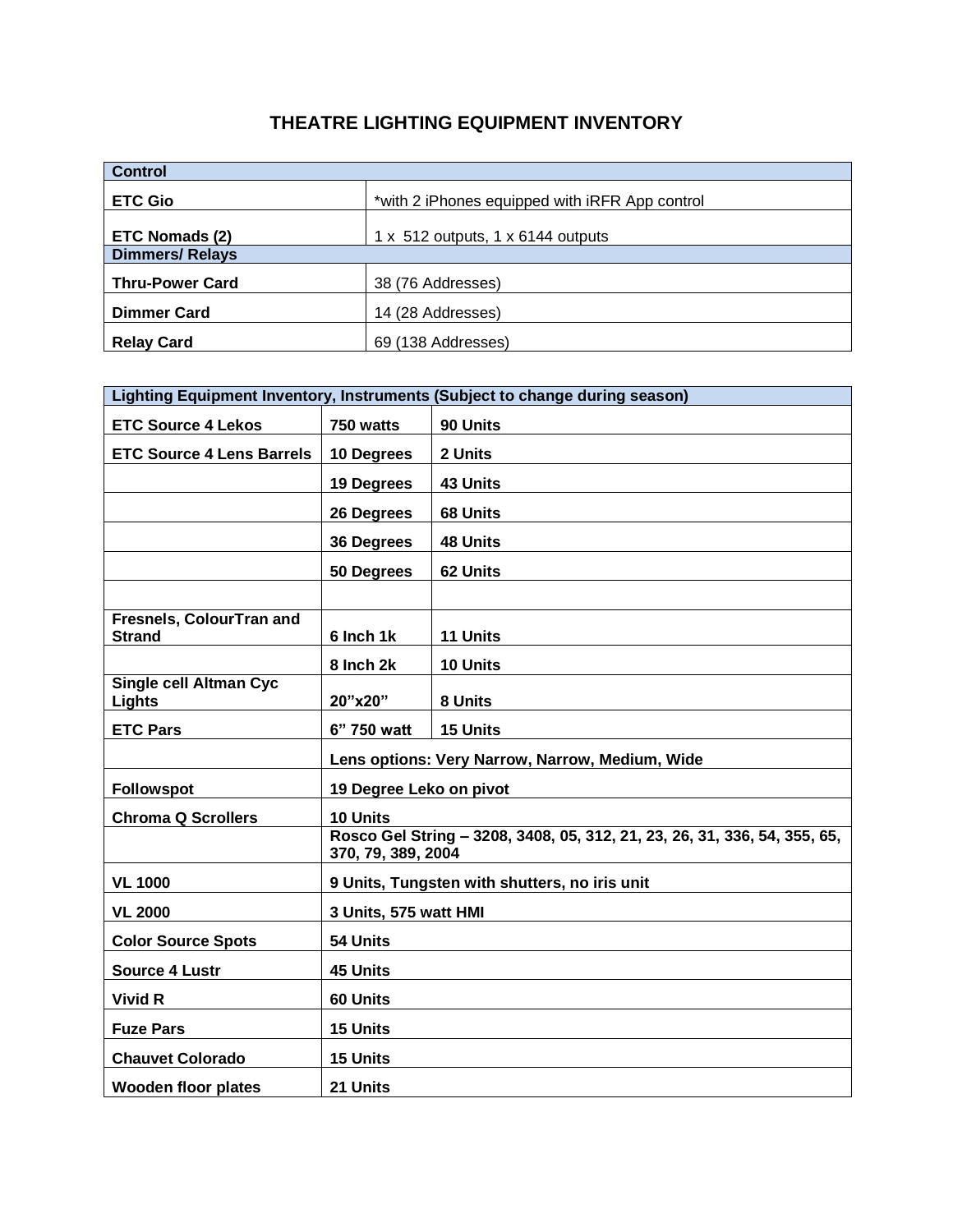# THEATRE LIGHTING EQUIPMENT INVENTORY

| Control | |
|---|---|
| **ETC Gio** | *with 2 iPhones equipped with iRFR App control |
| **ETC Nomads (2)** | 1 x 512 outputs, 1 x 6144 outputs |
| **Dimmers/ Relays** | |
| **Thru-Power Card** | 38 (76 Addresses) |
| **Dimmer Card** | 14 (28 Addresses) |
| **Relay Card** | 69 (138 Addresses) |

| Lighting Equipment Inventory, Instruments (Subject to change during season) | | |
|---|---|---|
| **ETC Source 4 Lekos** | **750 watts** | **90 Units** |
| **ETC Source 4 Lens Barrels** | **10 Degrees** | **2 Units** |
| | **19 Degrees** | **43 Units** |
| | **26 Degrees** | **68 Units** |
| | **36 Degrees** | **48 Units** |
| | **50 Degrees** | **62 Units** |
| | | |
| **Fresnels, ColourTran and Strand** | **6 Inch 1k** | **11 Units** |
| | **8 Inch 2k** | **10 Units** |
| **Single cell Altman Cyc Lights** | **20"x20"** | **8 Units** |
| **ETC Pars** | **6" 750 watt** | **15 Units** |
| | **Lens options: Very Narrow, Narrow, Medium, Wide** | |
| **Followspot** | **19 Degree Leko on pivot** | |
| **Chroma Q Scrollers** | **10 Units** | |
| | **Rosco Gel String – 3208, 3408, 05, 312, 21, 23, 26, 31, 336, 54, 355, 65, 370, 79, 389, 2004** | |
| **VL 1000** | **9 Units, Tungsten with shutters, no iris unit** | |
| **VL 2000** | **3 Units, 575 watt HMI** | |
| **Color Source Spots** | **54 Units** | |
| **Source 4 Lustr** | **45 Units** | |
| **Vivid R** | **60 Units** | |
| **Fuze Pars** | **15 Units** | |
| **Chauvet Colorado** | **15 Units** | |
| **Wooden floor plates** | **21 Units** | |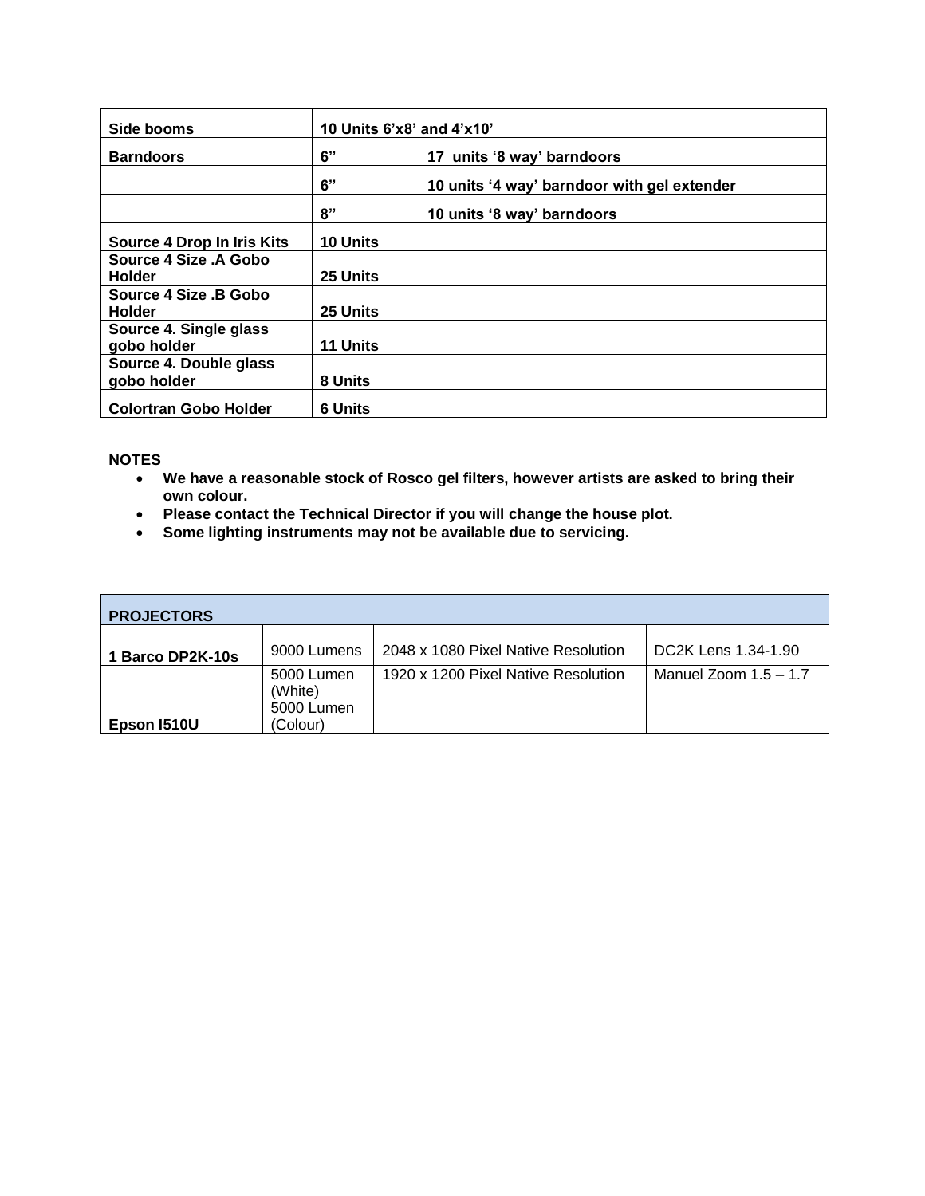| Side booms | 10 Units 6'x8' and 4'x10' | |
| --- | --- | --- |
| **Barndoors** | **6"** | **17 units '8 way' barndoors** |
| | **6"** | **10 units '4 way' barndoor with gel extender** |
| | **8"** | **10 units '8 way' barndoors** |
| **Source 4 Drop In Iris Kits** | **10 Units** | |
| **Source 4 Size .A Gobo Holder** | **25 Units** | |
| **Source 4 Size .B Gobo Holder** | **25 Units** | |
| **Source 4. Single glass gobo holder** | **11 Units** | |
| **Source 4. Double glass gobo holder** | **8 Units** | |
| **Colortran Gobo Holder** | **6 Units** | |

**NOTES**

- **We have a reasonable stock of Rosco gel filters, however artists are asked to bring their own colour.**
- **Please contact the Technical Director if you will change the house plot.**
- **Some lighting instruments may not be available due to servicing.**

| PROJECTORS | | | |
| --- | --- | --- | --- |
| **1 Barco DP2K-10s** | 9000 Lumens | 2048 x 1080 Pixel Native Resolution | DC2K Lens 1.34-1.90 |
| **Epson I510U** | 5000 Lumen (White) 5000 Lumen (Colour) | 1920 x 1200 Pixel Native Resolution | Manuel Zoom 1.5 – 1.7 |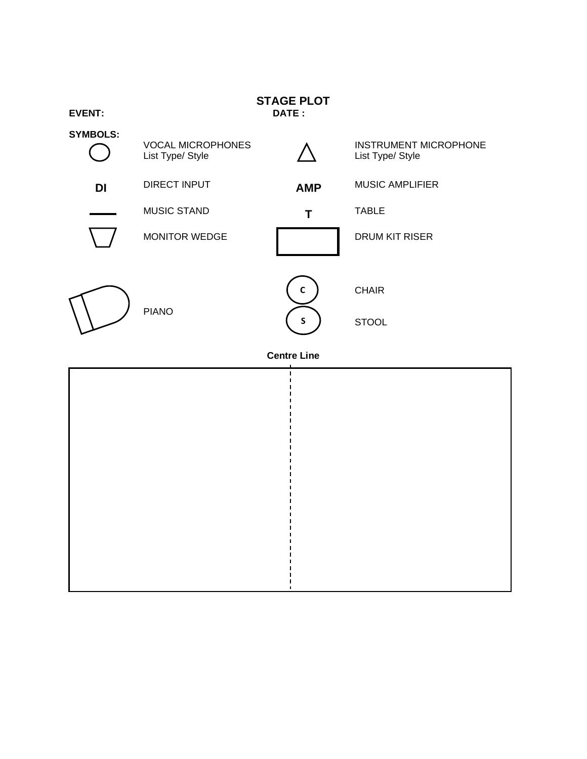# STAGE PLOT

**EVENT:**

**DATE :**

**SYMBOLS:**

| | | | |
|---|---|---|---|
| | VOCAL MICROPHONES List Type/ Style | | INSTRUMENT MICROPHONE List Type/ Style |
| **DI** | DIRECT INPUT | **AMP** | MUSIC AMPLIFIER |
| | MUSIC STAND | **T** | TABLE |
| | MONITOR WEDGE | | DRUM KIT RISER |
| | PIANO | C | CHAIR |
| | | S | STOOL |

**Centre Line**